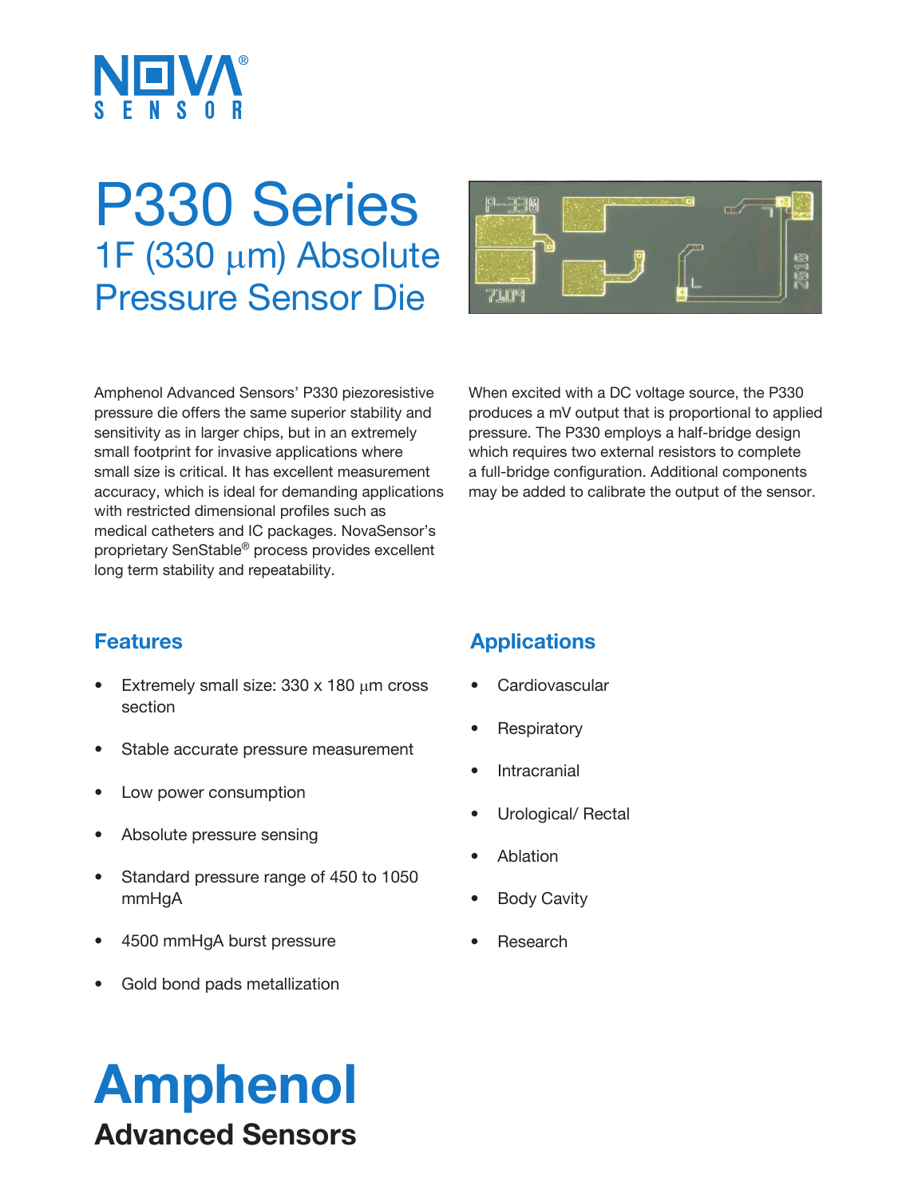NOVA® SENSOR

# P330 Series

## 1F (330 μm) Absolute Pressure Sensor Die

Amphenol Advanced Sensors' P330 piezoresistive pressure die offers the same superior stability and sensitivity as in larger chips, but in an extremely small footprint for invasive applications where small size is critical. It has excellent measurement accuracy, which is ideal for demanding applications with restricted dimensional profiles such as medical catheters and IC packages. NovaSensor's proprietary SenStable® process provides excellent long term stability and repeatability.

When excited with a DC voltage source, the P330 produces a mV output that is proportional to applied pressure. The P330 employs a half-bridge design which requires two external resistors to complete a full-bridge configuration. Additional components may be added to calibrate the output of the sensor.

### Features

- Extremely small size: 330 x 180 μm cross section
- Stable accurate pressure measurement
- Low power consumption
- Absolute pressure sensing
- Standard pressure range of 450 to 1050 mmHgA
- 4500 mmHgA burst pressure
- Gold bond pads metallization

### Applications

- Cardiovascular
- Respiratory
- Intracranial
- Urological/ Rectal
- Ablation
- Body Cavity
- Research

**Amphenol**
**Advanced Sensors**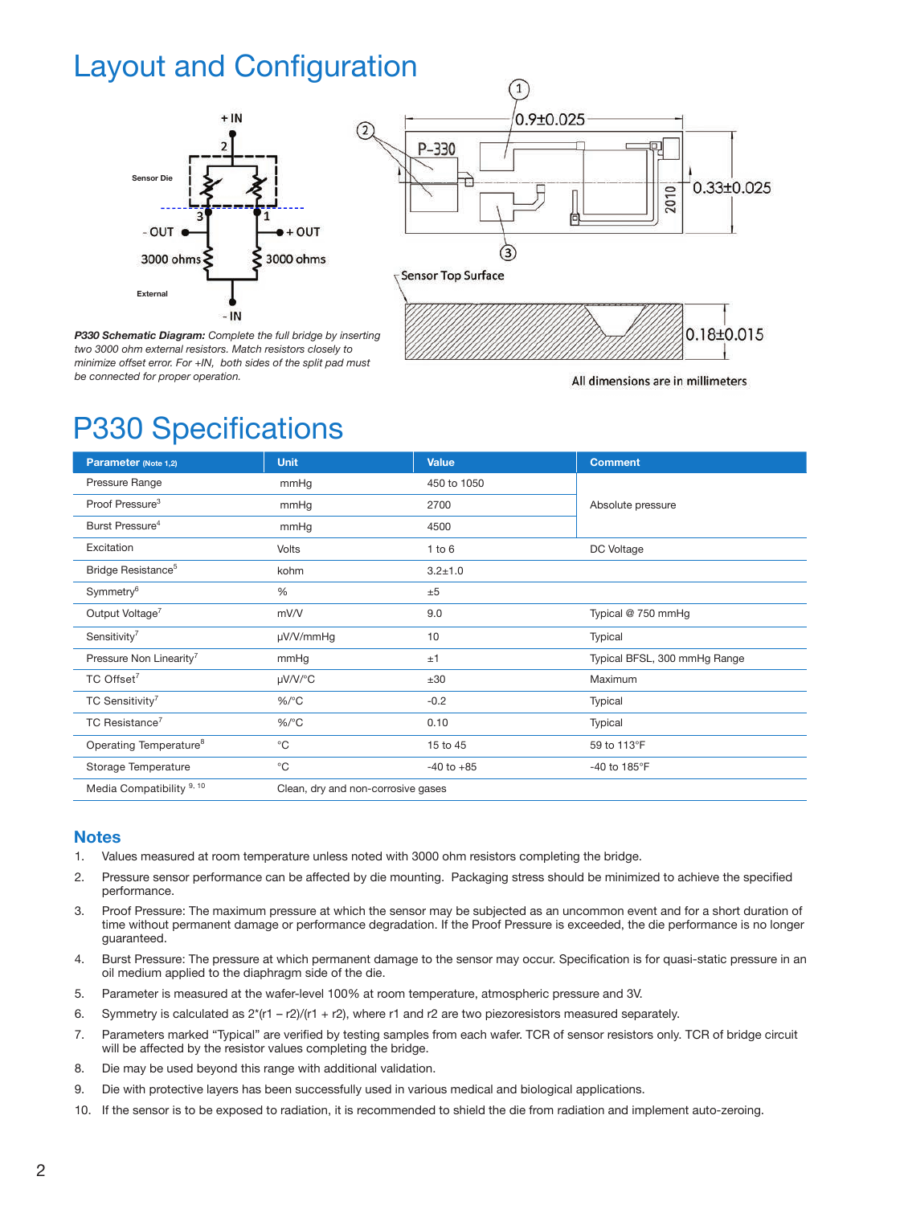# Layout and Configuration

+IN

2

Sensor Die

3 1

-OUT +OUT

3000 ohms 3000 ohms

External

-IN

*P330 Schematic Diagram: Complete the full bridge by inserting two 3000 ohm external resistors. Match resistors closely to minimize offset error. For +IN, both sides of the split pad must be connected for proper operation.*

① 0.9±0.025

② P-330

③

2010

0.33±0.025

Sensor Top Surface

0.18±0.015

All dimensions are in millimeters

# P330 Specifications

| Parameter (Note 1,2) | Unit | Value | Comment |
|---|---|---|---|
| Pressure Range | mmHg | 450 to 1050 | Absolute pressure |
| Proof Pressure[3] | mmHg | 2700 | |
| Burst Pressure[4] | mmHg | 4500 | |
| Excitation | Volts | 1 to 6 | DC Voltage |
| Bridge Resistance[5] | kohm | 3.2±1.0 | |
| Symmetry[6] | % | ±5 | |
| Output Voltage[7] | mV/V | 9.0 | Typical @ 750 mmHg |
| Sensitivity[7] | μV/V/mmHg | 10 | Typical |
| Pressure Non Linearity[7] | mmHg | ±1 | Typical BFSL, 300 mmHg Range |
| TC Offset[7] | μV/V/°C | ±30 | Maximum |
| TC Sensitivity[7] | %/°C | -0.2 | Typical |
| TC Resistance[7] | %/°C | 0.10 | Typical |
| Operating Temperature[8] | °C | 15 to 45 | 59 to 113°F |
| Storage Temperature | °C | -40 to +85 | -40 to 185°F |
| Media Compatibility [9, 10] | Clean, dry and non-corrosive gases | | |

## Notes

1. Values measured at room temperature unless noted with 3000 ohm resistors completing the bridge.
2. Pressure sensor performance can be affected by die mounting. Packaging stress should be minimized to achieve the specified performance.
3. Proof Pressure: The maximum pressure at which the sensor may be subjected as an uncommon event and for a short duration of time without permanent damage or performance degradation. If the Proof Pressure is exceeded, the die performance is no longer guaranteed.
4. Burst Pressure: The pressure at which permanent damage to the sensor may occur. Specification is for quasi-static pressure in an oil medium applied to the diaphragm side of the die.
5. Parameter is measured at the wafer-level 100% at room temperature, atmospheric pressure and 3V.
6. Symmetry is calculated as 2*(r1 – r2)/(r1 + r2), where r1 and r2 are two piezoresistors measured separately.
7. Parameters marked "Typical" are verified by testing samples from each wafer. TCR of sensor resistors only. TCR of bridge circuit will be affected by the resistor values completing the bridge.
8. Die may be used beyond this range with additional validation.
9. Die with protective layers has been successfully used in various medical and biological applications.
10. If the sensor is to be exposed to radiation, it is recommended to shield the die from radiation and implement auto-zeroing.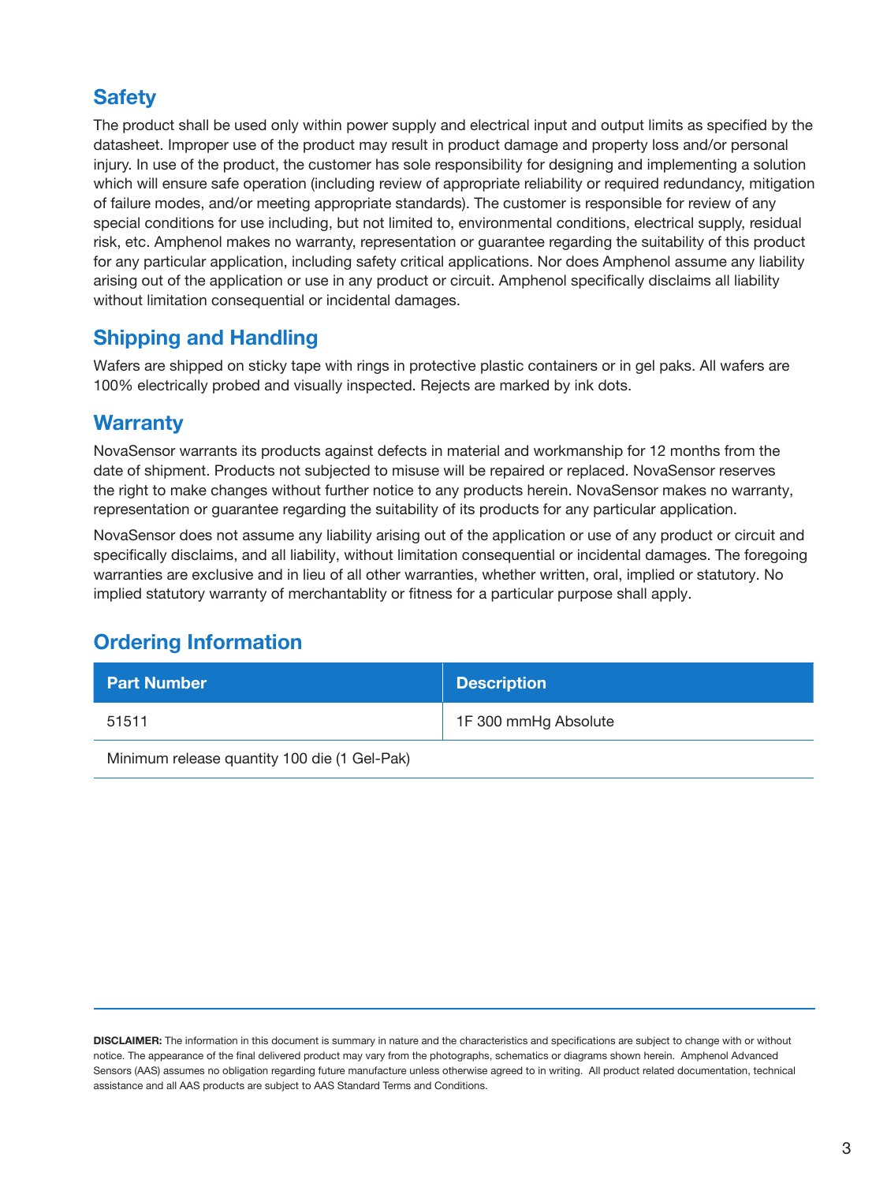## Safety

The product shall be used only within power supply and electrical input and output limits as specified by the datasheet. Improper use of the product may result in product damage and property loss and/or personal injury. In use of the product, the customer has sole responsibility for designing and implementing a solution which will ensure safe operation (including review of appropriate reliability or required redundancy, mitigation of failure modes, and/or meeting appropriate standards). The customer is responsible for review of any special conditions for use including, but not limited to, environmental conditions, electrical supply, residual risk, etc. Amphenol makes no warranty, representation or guarantee regarding the suitability of this product for any particular application, including safety critical applications. Nor does Amphenol assume any liability arising out of the application or use in any product or circuit. Amphenol specifically disclaims all liability without limitation consequential or incidental damages.

## Shipping and Handling

Wafers are shipped on sticky tape with rings in protective plastic containers or in gel paks. All wafers are 100% electrically probed and visually inspected. Rejects are marked by ink dots.

## Warranty

NovaSensor warrants its products against defects in material and workmanship for 12 months from the date of shipment. Products not subjected to misuse will be repaired or replaced. NovaSensor reserves the right to make changes without further notice to any products herein. NovaSensor makes no warranty, representation or guarantee regarding the suitability of its products for any particular application.

NovaSensor does not assume any liability arising out of the application or use of any product or circuit and specifically disclaims, and all liability, without limitation consequential or incidental damages. The foregoing warranties are exclusive and in lieu of all other warranties, whether written, oral, implied or statutory. No implied statutory warranty of merchantablity or fitness for a particular purpose shall apply.

## Ordering Information

| Part Number | Description |
|---|---|
| 51511 | 1F 300 mmHg Absolute |
| Minimum release quantity 100 die (1 Gel-Pak) | |

**DISCLAIMER:** The information in this document is summary in nature and the characteristics and specifications are subject to change with or without notice. The appearance of the final delivered product may vary from the photographs, schematics or diagrams shown herein. Amphenol Advanced Sensors (AAS) assumes no obligation regarding future manufacture unless otherwise agreed to in writing. All product related documentation, technical assistance and all AAS products are subject to AAS Standard Terms and Conditions.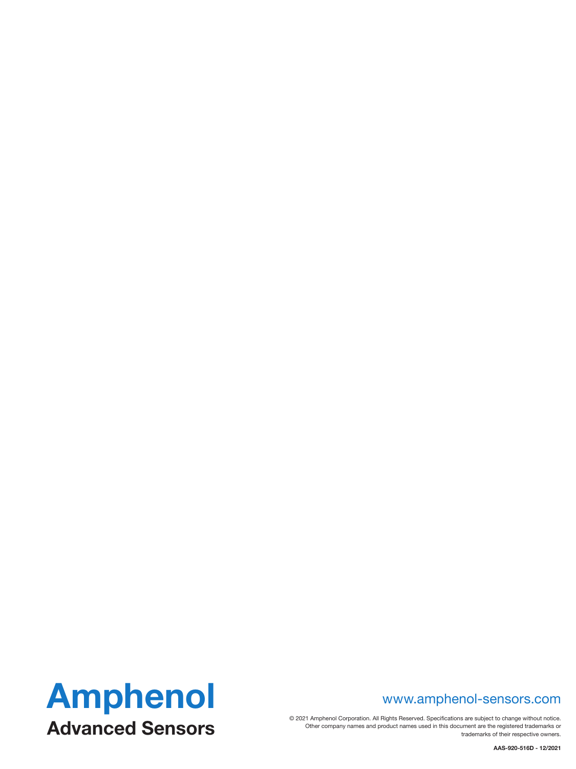**Amphenol**

**Advanced Sensors**

www.amphenol-sensors.com

© 2021 Amphenol Corporation. All Rights Reserved. Specifications are subject to change without notice. Other company names and product names used in this document are the registered trademarks or trademarks of their respective owners.

**AAS-920-516D - 12/2021**